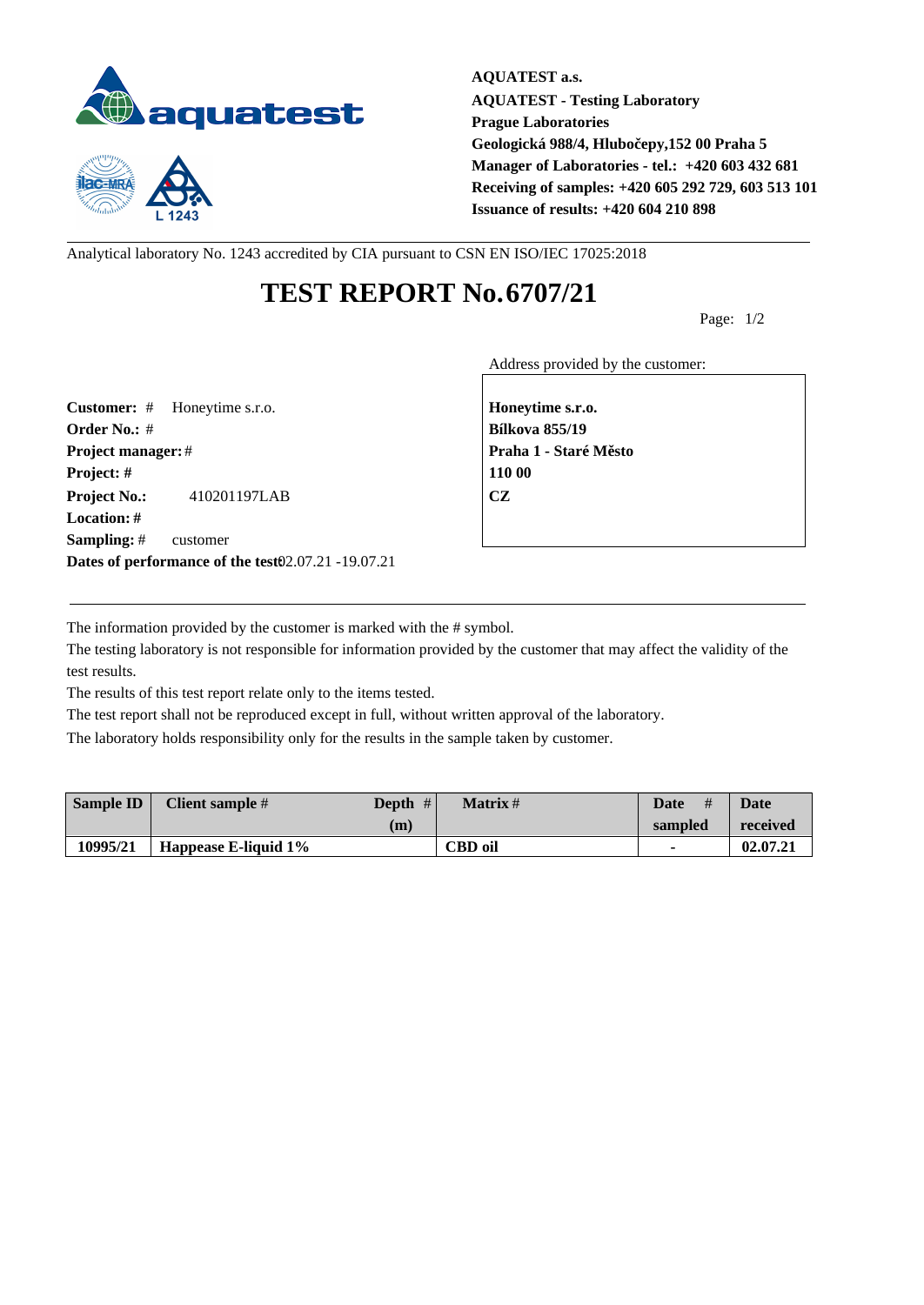**AQUATEST a.s.**
**AQUATEST - Testing Laboratory**
**Prague Laboratories**
**Geologická 988/4, Hlubočepy,152 00 Praha 5**
**Manager of Laboratories - tel.: +420 603 432 681**
**Receiving of samples: +420 605 292 729, 603 513 101**
**Issuance of results: +420 604 210 898**

Analytical laboratory No. 1243 accredited by CIA pursuant to CSN EN ISO/IEC 17025:2018

# TEST REPORT No.6707/21

**Customer:** # Honeytime s.r.o.
**Order No.:** #
**Project manager:** #
**Project:** #
**Project No.:** 410201197LAB
**Location:** #
**Sampling:** # customer
**Dates of performance of the test:** 02.07.21 -19.07.21

Address provided by the customer:

**Honeytime s.r.o.**
**Bílkova 855/19**
**Praha 1 - Staré Město**
**110 00**
**CZ**

The information provided by the customer is marked with the # symbol.
The testing laboratory is not responsible for information provided by the customer that may affect the validity of the test results.
The results of this test report relate only to the items tested.
The test report shall not be reproduced except in full, without written approval of the laboratory.
The laboratory holds responsibility only for the results in the sample taken by customer.

| Sample ID | Client sample # | Depth # (m) | Matrix # | Date # sampled | Date received |
|---|---|---|---|---|---|
| 10995/21 | Happease E-liquid 1% | | CBD oil | - | 02.07.21 |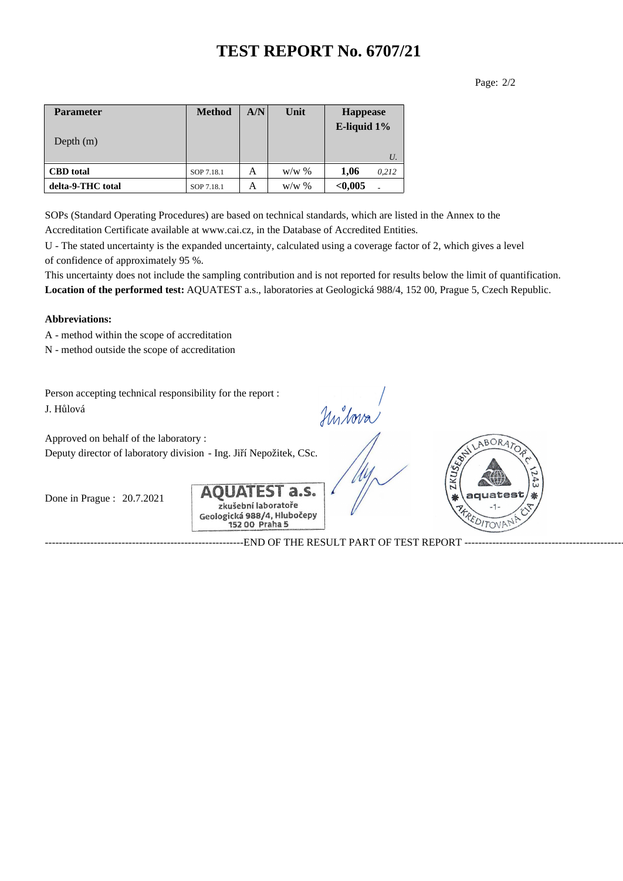# TEST REPORT No. 6707/21

| Parameter<br><br>Depth (m) | Method | A/N | Unit | Happease E-liquid 1% | *U.* |
|---|---|---|---|---|---|
| **CBD total** | SOP 7.18.1 | A | w/w % | **1,06** | *0,212* |
| **delta-9-THC total** | SOP 7.18.1 | A | w/w % | **<0,005** | - |

SOPs (Standard Operating Procedures) are based on technical standards, which are listed in the Annex to the Accreditation Certificate available at www.cai.cz, in the Database of Accredited Entities.

U - The stated uncertainty is the expanded uncertainty, calculated using a coverage factor of 2, which gives a level of confidence of approximately 95 %.

This uncertainty does not include the sampling contribution and is not reported for results below the limit of quantification.

**Location of the performed test:** AQUATEST a.s., laboratories at Geologická 988/4, 152 00, Prague 5, Czech Republic.

**Abbreviations:**

A - method within the scope of accreditation

N - method outside the scope of accreditation

Person accepting technical responsibility for the report :
J. Hůlová

Approved on behalf of the laboratory :
Deputy director of laboratory division - Ing. Jiří Nepožitek, CSc.

Done in Prague : 20.7.2021

AQUATEST a.s.
zkušební laboratoře
Geologická 988/4, Hlubočepy
152 00 Praha 5

ZKUŠEBNÍ LABORATOŘ č. 1243 aquatest -1- AKREDITOVANÁ ČIA

----------------------------------------------------------END OF THE RESULT PART OF TEST REPORT ----------------------------------------------